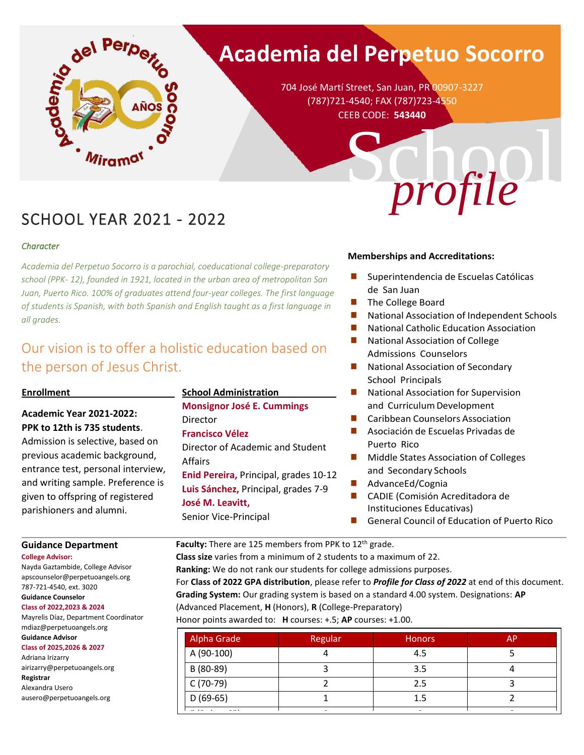# Academia del Perpetuo Socorro

704 José Martí Street, San Juan, PR 00907-3227
(787)721-4540; FAX (787)723-4550
CEEB CODE: **543440**

School *profile*

## SCHOOL YEAR 2021 - 2022

*Character*

*Academia del Perpetuo Socorro is a parochial, coeducational college-preparatory school (PPK- 12), founded in 1921, located in the urban area of metropolitan San Juan, Puerto Rico. 100% of graduates attend four-year colleges. The first language of students is Spanish, with both Spanish and English taught as a first language in all grades.*

Our vision is to offer a holistic education based on the person of Jesus Christ.

**Enrollment**

**Academic Year 2021-2022:**
**PPK to 12th is 735 students**.
Admission is selective, based on previous academic background, entrance test, personal interview, and writing sample. Preference is given to offspring of registered parishioners and alumni.

**School Administration**

**Monsignor José E. Cummings**
Director

**Francisco Vélez**
Director of Academic and Student Affairs

**Enid Pereira,** Principal, grades 10-12

**Luis Sánchez,** Principal, grades 7-9

**José M. Leavitt,**
Senior Vice-Principal

**Memberships and Accreditations:**

- Superintendencia de Escuelas Católicas de San Juan
- The College Board
- National Association of Independent Schools
- National Catholic Education Association
- National Association of College Admissions Counselors
- National Association of Secondary School Principals
- National Association for Supervision and Curriculum Development
- Caribbean Counselors Association
- Asociación de Escuelas Privadas de Puerto Rico
- Middle States Association of Colleges and Secondary Schools
- AdvancEd/Cognia
- CADIE (Comisión Acreditadora de Instituciones Educativas)
- General Council of Education of Puerto Rico

**Guidance Department**

**College Advisor:**
Nayda Gaztambide, College Advisor
apscounselor@perpetuoangels.org
787-721-4540, ext. 3020

**Guidance Counselor**
**Class of 2022,2023 & 2024**
Mayrelis Díaz, Department Coordinator
mdiaz@perpetuoangels.org

**Guidance Advisor**
**Class of 2025,2026 & 2027**
Adriana Irizarry
airizarry@perpetuoangels.org

**Registrar**
Alexandra Usero
ausero@perpetuoangels.org

**Faculty:** There are 125 members from PPK to 12th grade.
**Class size** varies from a minimum of 2 students to a maximum of 22.
**Ranking:** We do not rank our students for college admissions purposes.
For **Class of 2022 GPA distribution**, please refer to ***Profile for Class of 2022*** at end of this document.
**Grading System:** Our grading system is based on a standard 4.00 system. Designations: **AP** (Advanced Placement, **H** (Honors), **R** (College-Preparatory)
Honor points awarded to: **H** courses: +.5; **AP** courses: +1.00.

| Alpha Grade | Regular | Honors | AP |
|---|---|---|---|
| A (90-100) | 4 | 4.5 | 5 |
| B (80-89) | 3 | 3.5 | 4 |
| C (70-79) | 2 | 2.5 | 3 |
| D (69-65) | 1 | 1.5 | 2 |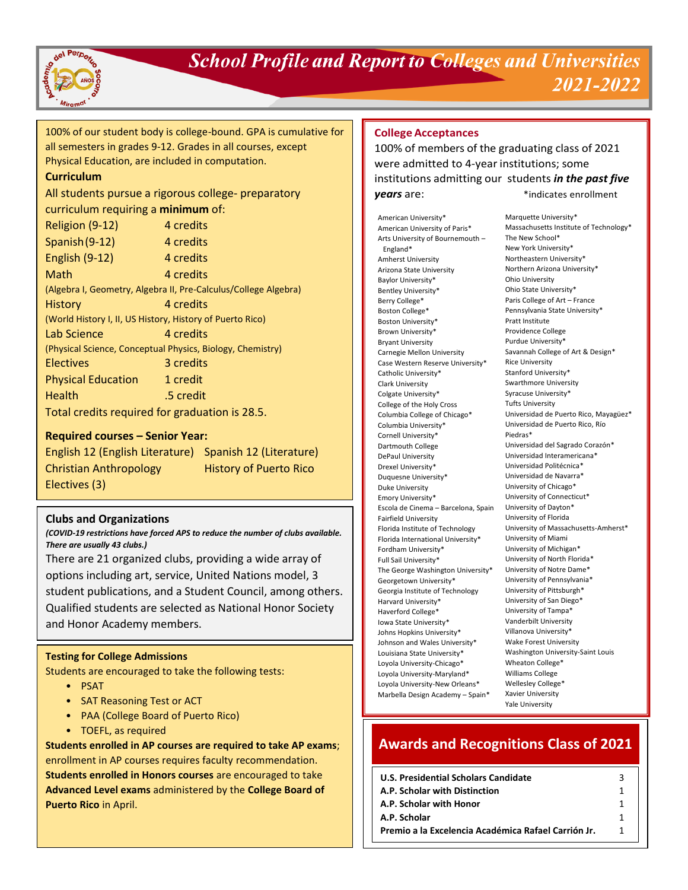# School Profile and Report to Colleges and Universities 2021-2022

100% of our student body is college-bound. GPA is cumulative for all semesters in grades 9-12. Grades in all courses, except Physical Education, are included in computation.

**Curriculum**

All students pursue a rigorous college- preparatory curriculum requiring a **minimum** of:

| Subject | Credits |
|---|---|
| Religion (9-12) | 4 credits |
| Spanish (9-12) | 4 credits |
| English (9-12) | 4 credits |
| Math | 4 credits |
| (Algebra I, Geometry, Algebra II, Pre-Calculus/College Algebra) | |
| History | 4 credits |
| (World History I, II, US History, History of Puerto Rico) | |
| Lab Science | 4 credits |
| (Physical Science, Conceptual Physics, Biology, Chemistry) | |
| Electives | 3 credits |
| Physical Education | 1 credit |
| Health | .5 credit |

Total credits required for graduation is 28.5.

**Required courses – Senior Year:**

English 12 (English Literature)
Spanish 12 (Literature)
Christian Anthropology
History of Puerto Rico
Electives (3)

**Clubs and Organizations**

***(COVID-19 restrictions have forced APS to reduce the number of clubs available. There are usually 43 clubs.)***

There are 21 organized clubs, providing a wide array of options including art, service, United Nations model, 3 student publications, and a Student Council, among others. Qualified students are selected as National Honor Society and Honor Academy members.

**Testing for College Admissions**

Students are encouraged to take the following tests:

- PSAT
- SAT Reasoning Test or ACT
- PAA (College Board of Puerto Rico)
- TOEFL, as required

**Students enrolled in AP courses are required to take AP exams**; enrollment in AP courses requires faculty recommendation. **Students enrolled in Honors courses** are encouraged to take **Advanced Level exams** administered by the **College Board of Puerto Rico** in April.

## College Acceptances

100% of members of the graduating class of 2021 were admitted to 4-year institutions; some institutions admitting our students ***in the past five years*** are: *indicates enrollment

American University*
American University of Paris*
Arts University of Bournemouth – England*
Amherst University
Arizona State University
Baylor University*
Bentley University*
Berry College*
Boston College*
Boston University*
Brown University*
Bryant University
Carnegie Mellon University
Case Western Reserve University*
Catholic University*
Clark University
Colgate University*
College of the Holy Cross
Columbia College of Chicago*
Columbia University*
Cornell University*
Dartmouth College
DePaul University
Drexel University*
Duquesne University*
Duke University
Emory University*
Escola de Cinema – Barcelona, Spain
Fairfield University
Florida Institute of Technology
Florida International University*
Fordham University*
Full Sail University*
The George Washington University*
Georgetown University*
Georgia Institute of Technology
Harvard University*
Haverford College*
Iowa State University*
Johns Hopkins University*
Johnson and Wales University*
Louisiana State University*
Loyola University-Chicago*
Loyola University-Maryland*
Loyola University-New Orleans*
Marbella Design Academy – Spain*
Marquette University*
Massachusetts Institute of Technology*
The New School*
New York University*
Northeastern University*
Northern Arizona University*
Ohio University
Ohio State University*
Paris College of Art – France
Pennsylvania State University*
Pratt Institute
Providence College
Purdue University*
Savannah College of Art & Design*
Rice University
Stanford University*
Swarthmore University
Syracuse University*
Tufts University
Universidad de Puerto Rico, Mayagüez*
Universidad de Puerto Rico, Río Piedras*
Universidad del Sagrado Corazón*
Universidad Interamericana*
Universidad Politécnica*
Universidad de Navarra*
University of Chicago*
University of Connecticut*
University of Dayton*
University of Florida
University of Massachusetts-Amherst*
University of Miami
University of Michigan*
University of North Florida*
University of Notre Dame*
University of Pennsylvania*
University of Pittsburgh*
University of San Diego*
University of Tampa*
Vanderbilt University
Villanova University*
Wake Forest University
Washington University-Saint Louis
Wheaton College*
Williams College
Wellesley College*
Xavier University
Yale University

## Awards and Recognitions Class of 2021

| Award | Number |
|---|---|
| **U.S. Presidential Scholars Candidate** | 3 |
| **A.P. Scholar with Distinction** | 1 |
| **A.P. Scholar with Honor** | 1 |
| **A.P. Scholar** | 1 |
| **Premio a la Excelencia Académica Rafael Carrión Jr.** | 1 |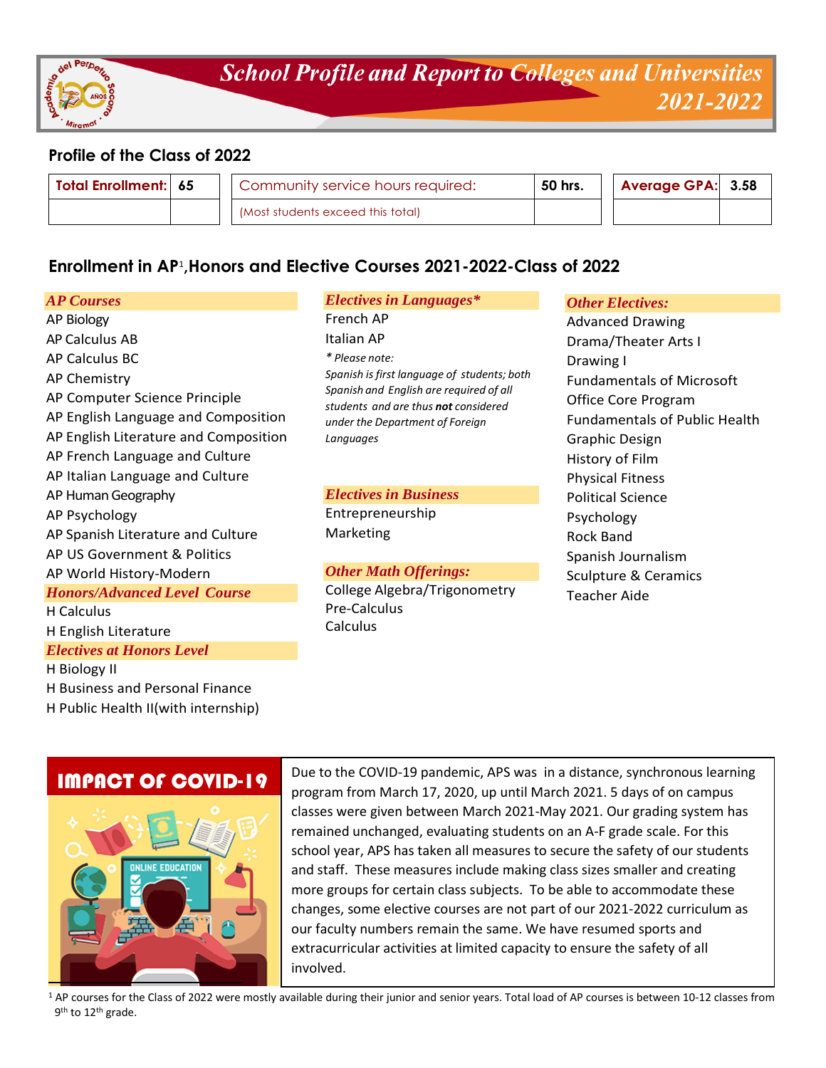# School Profile and Report to Colleges and Universities 2021-2022

## Profile of the Class of 2022

| | |
|---|---|
| **Total Enrollment:** | **65** |

| | |
|---|---|
| Community service hours required: | **50 hrs.** |
| (Most students exceed this total) | |

| | |
|---|---|
| **Average GPA:** | **3.58** |

## Enrollment in AP[1], Honors and Elective Courses 2021-2022-Class of 2022

***AP Courses***

AP Biology
AP Calculus AB
AP Calculus BC
AP Chemistry
AP Computer Science Principle
AP English Language and Composition
AP English Literature and Composition
AP French Language and Culture
AP Italian Language and Culture
AP Human Geography
AP Psychology
AP Spanish Literature and Culture
AP US Government & Politics
AP World History-Modern

***Honors/Advanced Level Course***

H Calculus
H English Literature

***Electives at Honors Level***

H Biology II
H Business and Personal Finance
H Public Health II(with internship)

***Electives in Languages****

French AP
Italian AP

*\* Please note:*
*Spanish is first language of students; both Spanish and English are required of all students and are thus **not** considered under the Department of Foreign Languages*

***Electives in Business***

Entrepreneurship
Marketing

***Other Math Offerings:***

College Algebra/Trigonometry
Pre-Calculus
Calculus

***Other Electives:***

Advanced Drawing
Drama/Theater Arts I
Drawing I
Fundamentals of Microsoft Office Core Program
Fundamentals of Public Health
Graphic Design
History of Film
Physical Fitness
Political Science
Psychology
Rock Band
Spanish Journalism
Sculpture & Ceramics
Teacher Aide

## IMPACT OF COVID-19

Due to the COVID-19 pandemic, APS was in a distance, synchronous learning program from March 17, 2020, up until March 2021. 5 days of on campus classes were given between March 2021-May 2021. Our grading system has remained unchanged, evaluating students on an A-F grade scale. For this school year, APS has taken all measures to secure the safety of our students and staff. These measures include making class sizes smaller and creating more groups for certain class subjects. To be able to accommodate these changes, some elective courses are not part of our 2021-2022 curriculum as our faculty numbers remain the same. We have resumed sports and extracurricular activities at limited capacity to ensure the safety of all involved.

[1] AP courses for the Class of 2022 were mostly available during their junior and senior years. Total load of AP courses is between 10-12 classes from 9th to 12th grade.